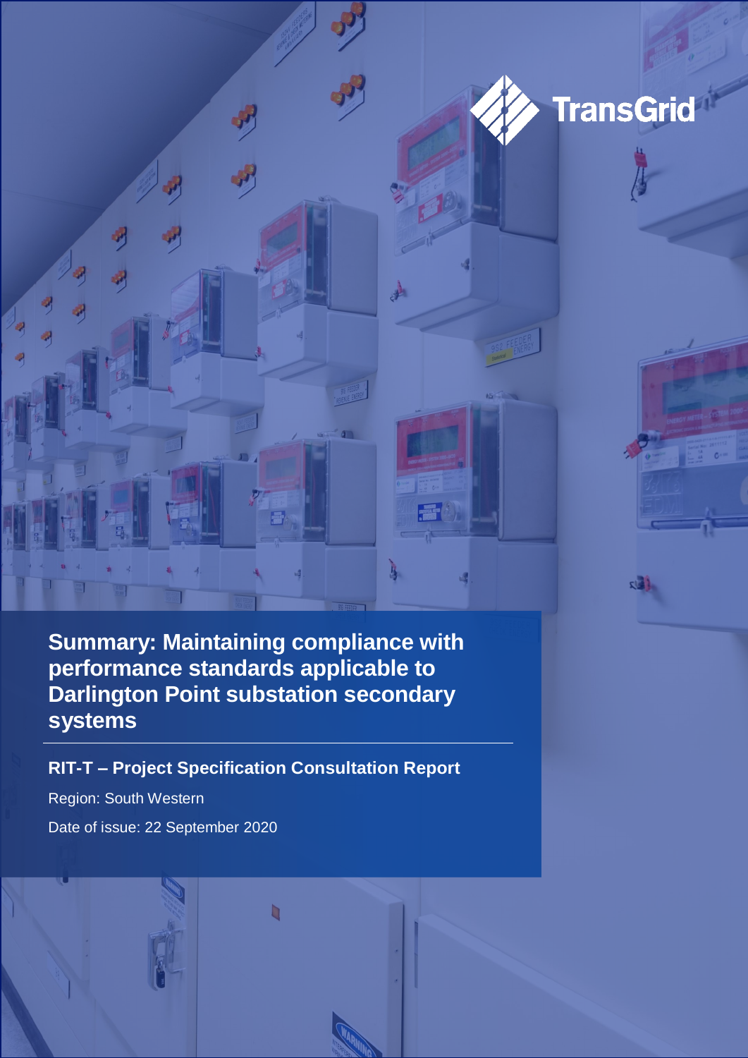TransGrid

# Summary: Maintaining compliance with performance standards applicable to Darlington Point substation secondary systems

## RIT-T – Project Specification Consultation Report

Region: South Western

Date of issue: 22 September 2020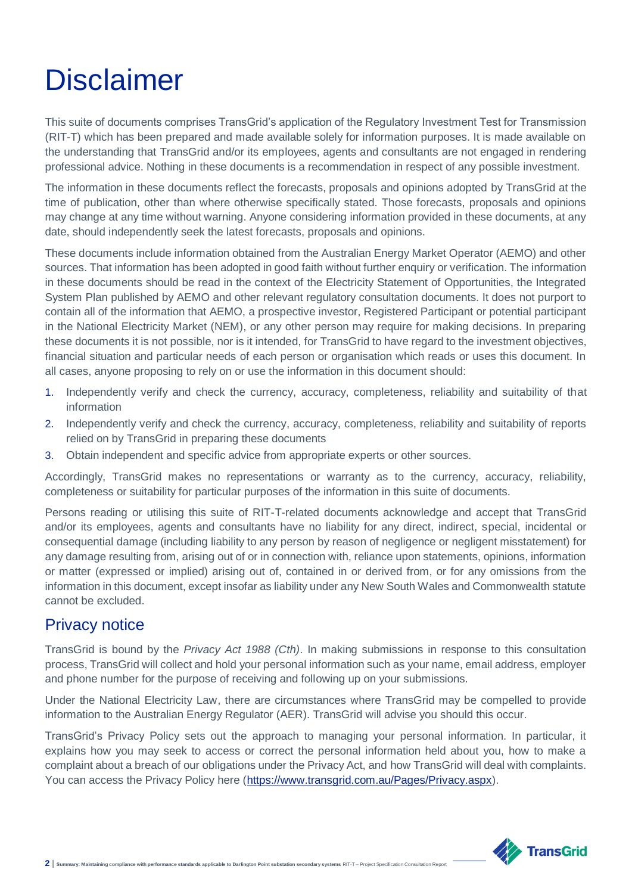# Disclaimer

This suite of documents comprises TransGrid's application of the Regulatory Investment Test for Transmission (RIT-T) which has been prepared and made available solely for information purposes. It is made available on the understanding that TransGrid and/or its employees, agents and consultants are not engaged in rendering professional advice. Nothing in these documents is a recommendation in respect of any possible investment.

The information in these documents reflect the forecasts, proposals and opinions adopted by TransGrid at the time of publication, other than where otherwise specifically stated. Those forecasts, proposals and opinions may change at any time without warning. Anyone considering information provided in these documents, at any date, should independently seek the latest forecasts, proposals and opinions.

These documents include information obtained from the Australian Energy Market Operator (AEMO) and other sources. That information has been adopted in good faith without further enquiry or verification. The information in these documents should be read in the context of the Electricity Statement of Opportunities, the Integrated System Plan published by AEMO and other relevant regulatory consultation documents. It does not purport to contain all of the information that AEMO, a prospective investor, Registered Participant or potential participant in the National Electricity Market (NEM), or any other person may require for making decisions. In preparing these documents it is not possible, nor is it intended, for TransGrid to have regard to the investment objectives, financial situation and particular needs of each person or organisation which reads or uses this document. In all cases, anyone proposing to rely on or use the information in this document should:

1. Independently verify and check the currency, accuracy, completeness, reliability and suitability of that information
2. Independently verify and check the currency, accuracy, completeness, reliability and suitability of reports relied on by TransGrid in preparing these documents
3. Obtain independent and specific advice from appropriate experts or other sources.

Accordingly, TransGrid makes no representations or warranty as to the currency, accuracy, reliability, completeness or suitability for particular purposes of the information in this suite of documents.

Persons reading or utilising this suite of RIT-T-related documents acknowledge and accept that TransGrid and/or its employees, agents and consultants have no liability for any direct, indirect, special, incidental or consequential damage (including liability to any person by reason of negligence or negligent misstatement) for any damage resulting from, arising out of or in connection with, reliance upon statements, opinions, information or matter (expressed or implied) arising out of, contained in or derived from, or for any omissions from the information in this document, except insofar as liability under any New South Wales and Commonwealth statute cannot be excluded.

## Privacy notice

TransGrid is bound by the *Privacy Act 1988 (Cth)*. In making submissions in response to this consultation process, TransGrid will collect and hold your personal information such as your name, email address, employer and phone number for the purpose of receiving and following up on your submissions.

Under the National Electricity Law, there are circumstances where TransGrid may be compelled to provide information to the Australian Energy Regulator (AER). TransGrid will advise you should this occur.

TransGrid's Privacy Policy sets out the approach to managing your personal information. In particular, it explains how you may seek to access or correct the personal information held about you, how to make a complaint about a breach of our obligations under the Privacy Act, and how TransGrid will deal with complaints. You can access the Privacy Policy here (https://www.transgrid.com.au/Pages/Privacy.aspx).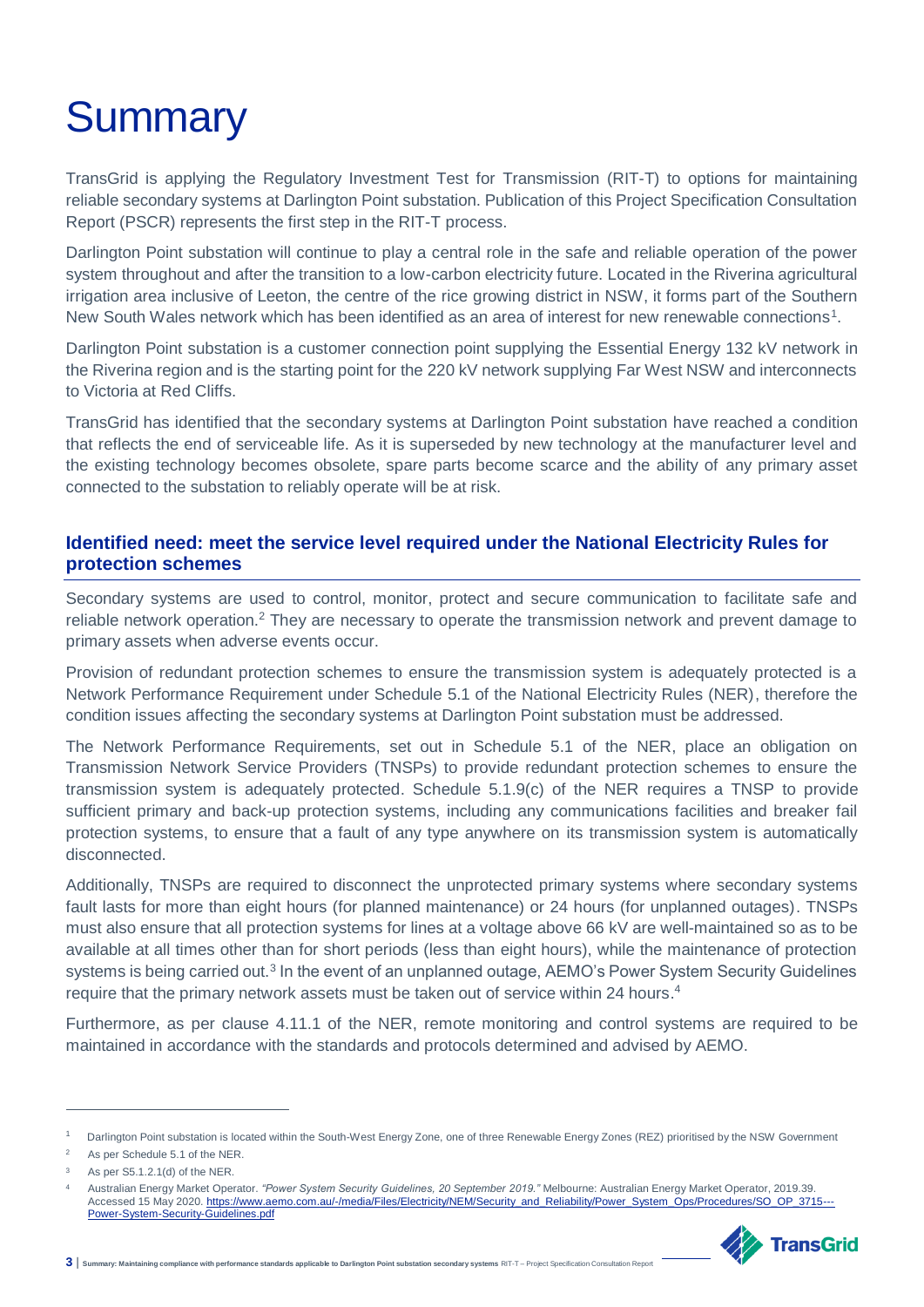# Summary

TransGrid is applying the Regulatory Investment Test for Transmission (RIT-T) to options for maintaining reliable secondary systems at Darlington Point substation. Publication of this Project Specification Consultation Report (PSCR) represents the first step in the RIT-T process.

Darlington Point substation will continue to play a central role in the safe and reliable operation of the power system throughout and after the transition to a low-carbon electricity future. Located in the Riverina agricultural irrigation area inclusive of Leeton, the centre of the rice growing district in NSW, it forms part of the Southern New South Wales network which has been identified as an area of interest for new renewable connections[1].

Darlington Point substation is a customer connection point supplying the Essential Energy 132 kV network in the Riverina region and is the starting point for the 220 kV network supplying Far West NSW and interconnects to Victoria at Red Cliffs.

TransGrid has identified that the secondary systems at Darlington Point substation have reached a condition that reflects the end of serviceable life. As it is superseded by new technology at the manufacturer level and the existing technology becomes obsolete, spare parts become scarce and the ability of any primary asset connected to the substation to reliably operate will be at risk.

## Identified need: meet the service level required under the National Electricity Rules for protection schemes

Secondary systems are used to control, monitor, protect and secure communication to facilitate safe and reliable network operation.[2] They are necessary to operate the transmission network and prevent damage to primary assets when adverse events occur.

Provision of redundant protection schemes to ensure the transmission system is adequately protected is a Network Performance Requirement under Schedule 5.1 of the National Electricity Rules (NER), therefore the condition issues affecting the secondary systems at Darlington Point substation must be addressed.

The Network Performance Requirements, set out in Schedule 5.1 of the NER, place an obligation on Transmission Network Service Providers (TNSPs) to provide redundant protection schemes to ensure the transmission system is adequately protected. Schedule 5.1.9(c) of the NER requires a TNSP to provide sufficient primary and back-up protection systems, including any communications facilities and breaker fail protection systems, to ensure that a fault of any type anywhere on its transmission system is automatically disconnected.

Additionally, TNSPs are required to disconnect the unprotected primary systems where secondary systems fault lasts for more than eight hours (for planned maintenance) or 24 hours (for unplanned outages). TNSPs must also ensure that all protection systems for lines at a voltage above 66 kV are well-maintained so as to be available at all times other than for short periods (less than eight hours), while the maintenance of protection systems is being carried out.[3] In the event of an unplanned outage, AEMO's Power System Security Guidelines require that the primary network assets must be taken out of service within 24 hours.[4]

Furthermore, as per clause 4.11.1 of the NER, remote monitoring and control systems are required to be maintained in accordance with the standards and protocols determined and advised by AEMO.

---

[1] Darlington Point substation is located within the South-West Energy Zone, one of three Renewable Energy Zones (REZ) prioritised by the NSW Government

[2] As per Schedule 5.1 of the NER.

[3] As per S5.1.2.1(d) of the NER.

[4] Australian Energy Market Operator. *"Power System Security Guidelines, 20 September 2019."* Melbourne: Australian Energy Market Operator, 2019.39. Accessed 15 May 2020. https://www.aemo.com.au/-/media/Files/Electricity/NEM/Security_and_Reliability/Power_System_Ops/Procedures/SO_OP_3715---Power-System-Security-Guidelines.pdf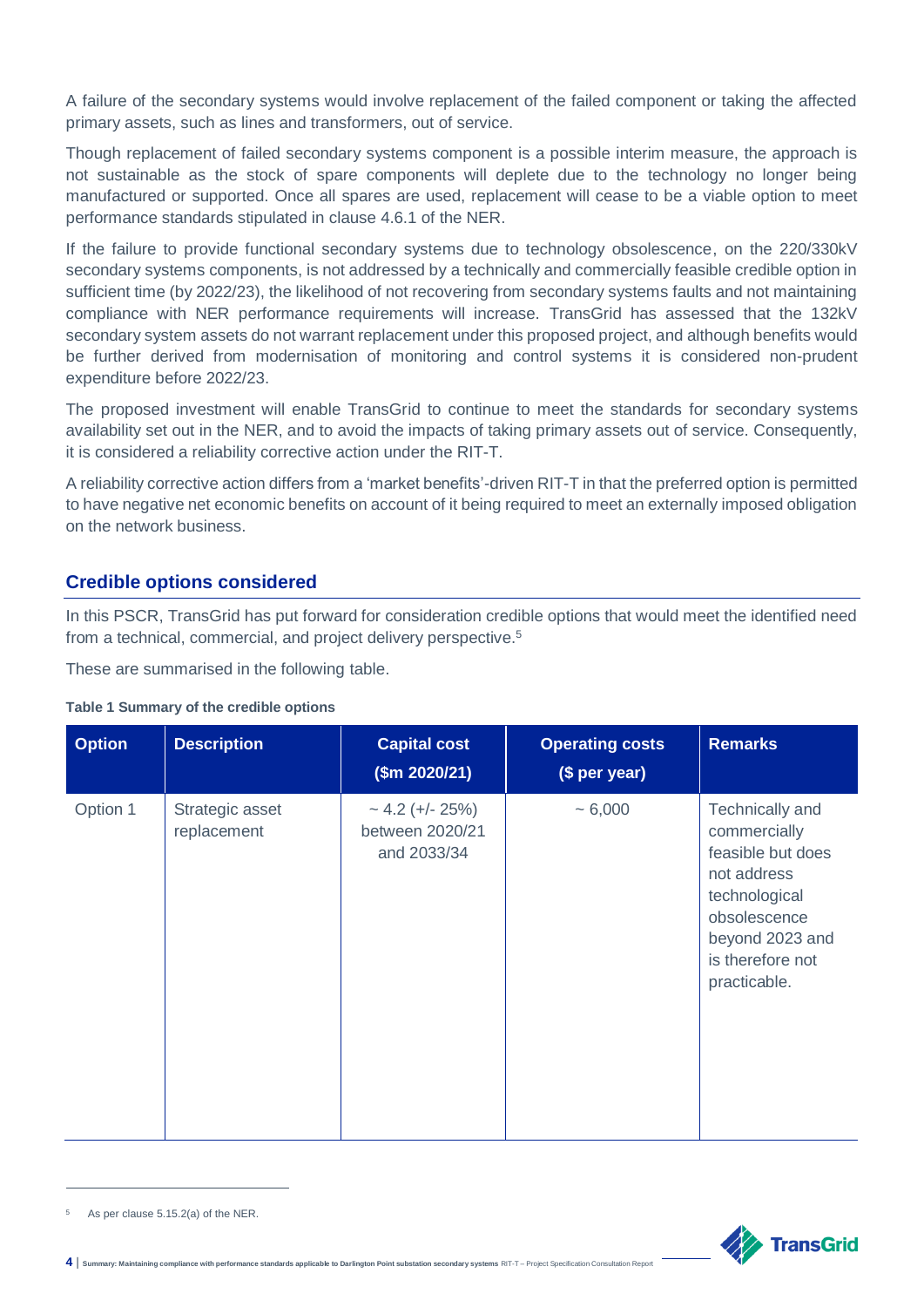A failure of the secondary systems would involve replacement of the failed component or taking the affected primary assets, such as lines and transformers, out of service.

Though replacement of failed secondary systems component is a possible interim measure, the approach is not sustainable as the stock of spare components will deplete due to the technology no longer being manufactured or supported. Once all spares are used, replacement will cease to be a viable option to meet performance standards stipulated in clause 4.6.1 of the NER.

If the failure to provide functional secondary systems due to technology obsolescence, on the 220/330kV secondary systems components, is not addressed by a technically and commercially feasible credible option in sufficient time (by 2022/23), the likelihood of not recovering from secondary systems faults and not maintaining compliance with NER performance requirements will increase. TransGrid has assessed that the 132kV secondary system assets do not warrant replacement under this proposed project, and although benefits would be further derived from modernisation of monitoring and control systems it is considered non-prudent expenditure before 2022/23.

The proposed investment will enable TransGrid to continue to meet the standards for secondary systems availability set out in the NER, and to avoid the impacts of taking primary assets out of service. Consequently, it is considered a reliability corrective action under the RIT-T.

A reliability corrective action differs from a 'market benefits'-driven RIT-T in that the preferred option is permitted to have negative net economic benefits on account of it being required to meet an externally imposed obligation on the network business.

## Credible options considered

In this PSCR, TransGrid has put forward for consideration credible options that would meet the identified need from a technical, commercial, and project delivery perspective.[5]

These are summarised in the following table.

**Table 1 Summary of the credible options**

| Option | Description | Capital cost ($m 2020/21) | Operating costs ($ per year) | Remarks |
|---|---|---|---|---|
| Option 1 | Strategic asset replacement | ~ 4.2 (+/- 25%) between 2020/21 and 2033/34 | ~ 6,000 | Technically and commercially feasible but does not address technological obsolescence beyond 2023 and is therefore not practicable. |

[5] As per clause 5.15.2(a) of the NER.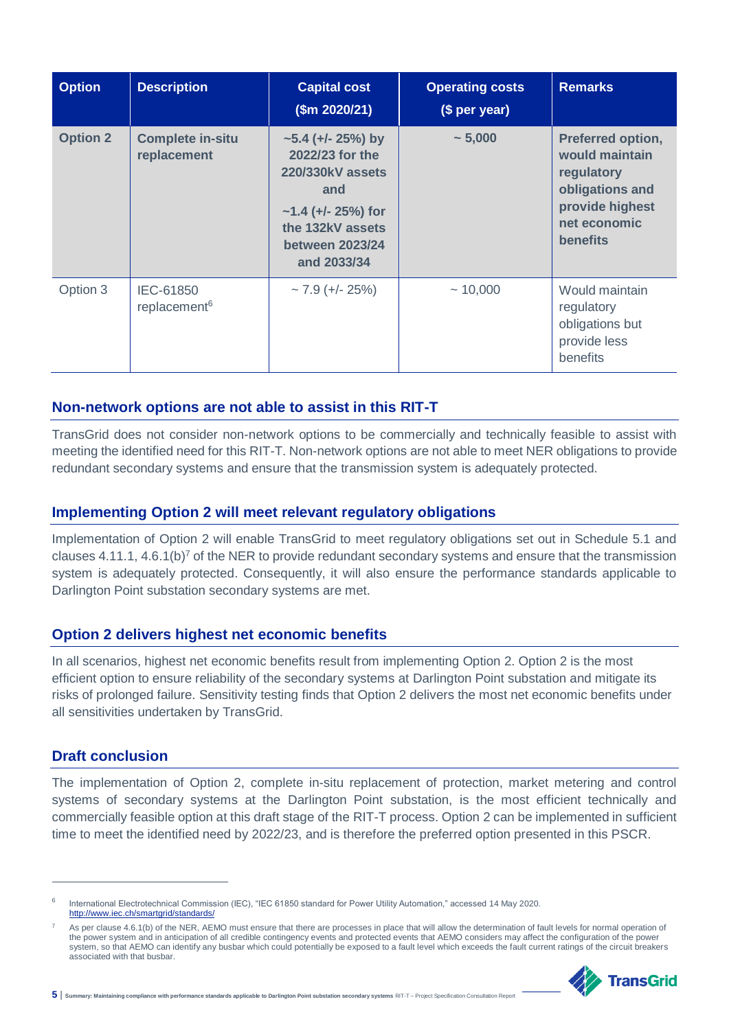| Option | Description | Capital cost ($m 2020/21) | Operating costs ($ per year) | Remarks |
|---|---|---|---|---|
| **Option 2** | **Complete in-situ replacement** | **~5.4 (+/- 25%) by 2022/23 for the 220/330kV assets and ~1.4 (+/- 25%) for the 132kV assets between 2023/24 and 2033/34** | **~ 5,000** | **Preferred option, would maintain regulatory obligations and provide highest net economic benefits** |
| Option 3 | IEC-61850 replacement[6] | ~ 7.9 (+/- 25%) | ~ 10,000 | Would maintain regulatory obligations but provide less benefits |

## Non-network options are not able to assist in this RIT-T

TransGrid does not consider non-network options to be commercially and technically feasible to assist with meeting the identified need for this RIT-T. Non-network options are not able to meet NER obligations to provide redundant secondary systems and ensure that the transmission system is adequately protected.

## Implementing Option 2 will meet relevant regulatory obligations

Implementation of Option 2 will enable TransGrid to meet regulatory obligations set out in Schedule 5.1 and clauses 4.11.1, 4.6.1(b)[7] of the NER to provide redundant secondary systems and ensure that the transmission system is adequately protected. Consequently, it will also ensure the performance standards applicable to Darlington Point substation secondary systems are met.

## Option 2 delivers highest net economic benefits

In all scenarios, highest net economic benefits result from implementing Option 2. Option 2 is the most efficient option to ensure reliability of the secondary systems at Darlington Point substation and mitigate its risks of prolonged failure. Sensitivity testing finds that Option 2 delivers the most net economic benefits under all sensitivities undertaken by TransGrid.

## Draft conclusion

The implementation of Option 2, complete in-situ replacement of protection, market metering and control systems of secondary systems at the Darlington Point substation, is the most efficient technically and commercially feasible option at this draft stage of the RIT-T process. Option 2 can be implemented in sufficient time to meet the identified need by 2022/23, and is therefore the preferred option presented in this PSCR.

---

[6] International Electrotechnical Commission (IEC), "IEC 61850 standard for Power Utility Automation," accessed 14 May 2020. http://www.iec.ch/smartgrid/standards/

[7] As per clause 4.6.1(b) of the NER, AEMO must ensure that there are processes in place that will allow the determination of fault levels for normal operation of the power system and in anticipation of all credible contingency events and protected events that AEMO considers may affect the configuration of the power system, so that AEMO can identify any busbar which could potentially be exposed to a fault level which exceeds the fault current ratings of the circuit breakers associated with that busbar.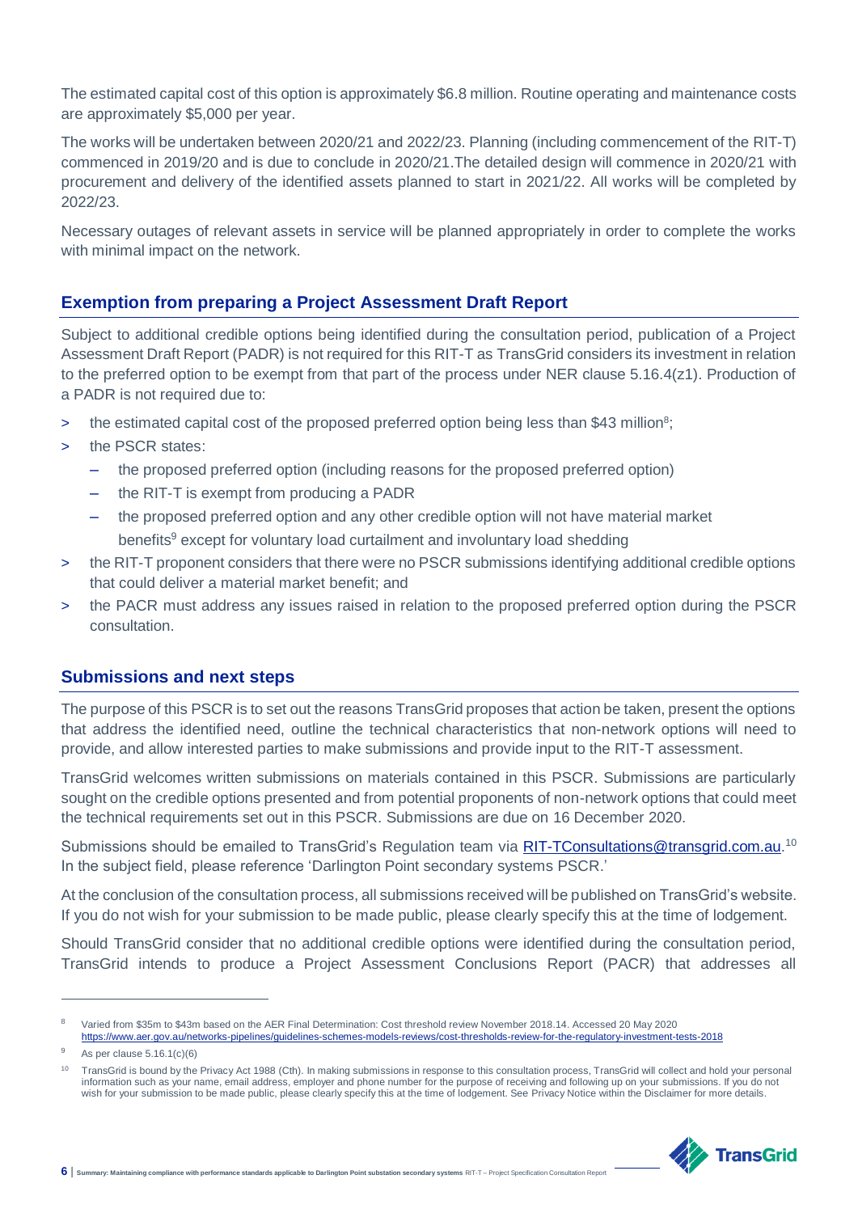The estimated capital cost of this option is approximately $6.8 million. Routine operating and maintenance costs are approximately $5,000 per year.

The works will be undertaken between 2020/21 and 2022/23. Planning (including commencement of the RIT-T) commenced in 2019/20 and is due to conclude in 2020/21.The detailed design will commence in 2020/21 with procurement and delivery of the identified assets planned to start in 2021/22. All works will be completed by 2022/23.

Necessary outages of relevant assets in service will be planned appropriately in order to complete the works with minimal impact on the network.

## Exemption from preparing a Project Assessment Draft Report

Subject to additional credible options being identified during the consultation period, publication of a Project Assessment Draft Report (PADR) is not required for this RIT-T as TransGrid considers its investment in relation to the preferred option to be exempt from that part of the process under NER clause 5.16.4(z1). Production of a PADR is not required due to:

> the estimated capital cost of the proposed preferred option being less than $43 million[8];

> the PSCR states:
  – the proposed preferred option (including reasons for the proposed preferred option)
  – the RIT-T is exempt from producing a PADR
  – the proposed preferred option and any other credible option will not have material market benefits[9] except for voluntary load curtailment and involuntary load shedding

> the RIT-T proponent considers that there were no PSCR submissions identifying additional credible options that could deliver a material market benefit; and

> the PACR must address any issues raised in relation to the proposed preferred option during the PSCR consultation.

## Submissions and next steps

The purpose of this PSCR is to set out the reasons TransGrid proposes that action be taken, present the options that address the identified need, outline the technical characteristics that non-network options will need to provide, and allow interested parties to make submissions and provide input to the RIT-T assessment.

TransGrid welcomes written submissions on materials contained in this PSCR. Submissions are particularly sought on the credible options presented and from potential proponents of non-network options that could meet the technical requirements set out in this PSCR. Submissions are due on 16 December 2020.

Submissions should be emailed to TransGrid's Regulation team via RIT-TConsultations@transgrid.com.au.[10] In the subject field, please reference 'Darlington Point secondary systems PSCR.'

At the conclusion of the consultation process, all submissions received will be published on TransGrid's website. If you do not wish for your submission to be made public, please clearly specify this at the time of lodgement.

Should TransGrid consider that no additional credible options were identified during the consultation period, TransGrid intends to produce a Project Assessment Conclusions Report (PACR) that addresses all

---

[8] Varied from $35m to $43m based on the AER Final Determination: Cost threshold review November 2018.14. Accessed 20 May 2020 https://www.aer.gov.au/networks-pipelines/guidelines-schemes-models-reviews/cost-thresholds-review-for-the-regulatory-investment-tests-2018

[9] As per clause 5.16.1(c)(6)

[10] TransGrid is bound by the Privacy Act 1988 (Cth). In making submissions in response to this consultation process, TransGrid will collect and hold your personal information such as your name, email address, employer and phone number for the purpose of receiving and following up on your submissions. If you do not wish for your submission to be made public, please clearly specify this at the time of lodgement. See Privacy Notice within the Disclaimer for more details.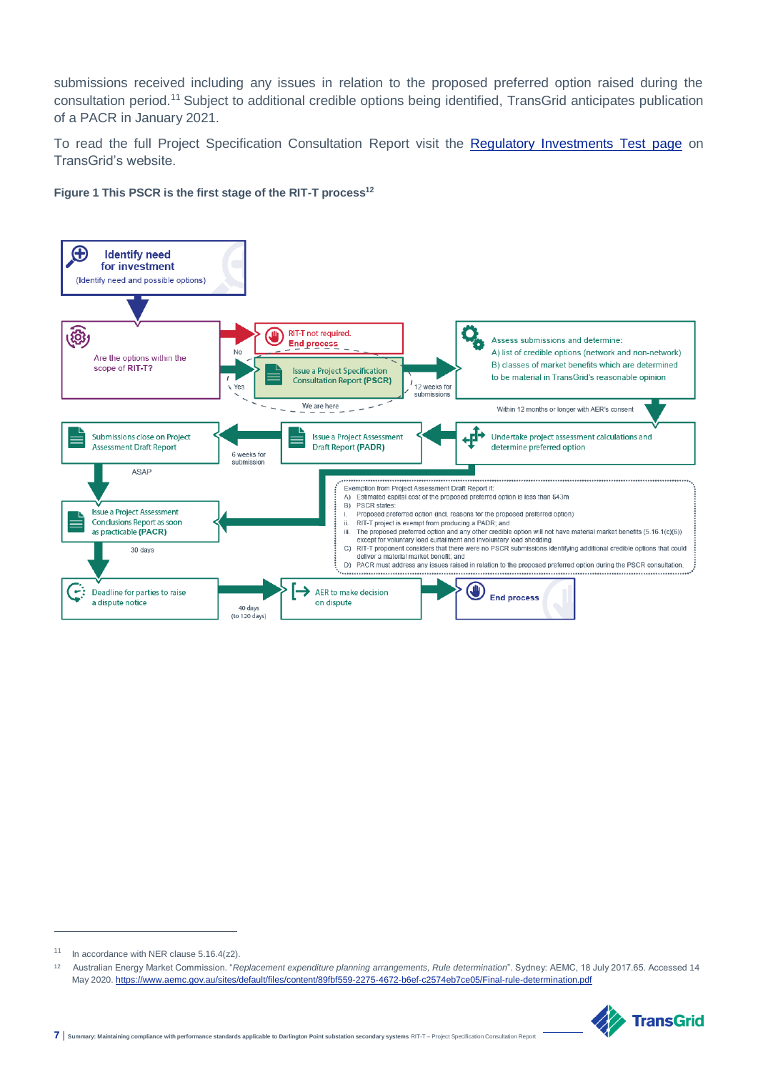submissions received including any issues in relation to the proposed preferred option raised during the consultation period.[11] Subject to additional credible options being identified, TransGrid anticipates publication of a PACR in January 2021.

To read the full Project Specification Consultation Report visit the [Regulatory Investments Test page](#) on TransGrid's website.

**Figure 1 This PSCR is the first stage of the RIT-T process[12]**

Identify need for investment

(Identify need and possible options)

Are the options within the scope of RIT-T?

No

RIT-T not required. End process

Yes

Issue a Project Specification Consultation Report (PSCR)

We are here

12 weeks for submissions

Assess submissions and determine:
A) list of credible options (network and non-network)
B) classes of market benefits which are determined to be material in TransGrid's reasonable opinion

Within 12 months or longer with AER's consent

Undertake project assessment calculations and determine preferred option

Issue a Project Assessment Draft Report (PADR)

6 weeks for submission

Submissions close on Project Assessment Draft Report

ASAP

Issue a Project Assessment Conclusions Report as soon as practicable (PACR)

Exemption from Project Assessment Draft Report if:
A) Estimated capital cost of the proposed preferred option is less than $43m
B) PSCR states:
i. Proposed preferred option (incl. reasons for the proposed preferred option)
ii. RIT-T project is exempt from producing a PADR; and
iii. The proposed preferred option and any other credible option will not have material market benefits (5.16.1(c)(6)) except for voluntary load curtailment and involuntary load shedding.
C) RIT-T proponent considers that there were no PSCR submissions identifying additional credible options that could deliver a material market benefit; and
D) PACR must address any issues raised in relation to the proposed preferred option during the PSCR consultation.

30 days

Deadline for parties to raise a dispute notice

40 days (to 120 days)

AER to make decision on dispute

End process

---

[11] In accordance with NER clause 5.16.4(z2).

[12] Australian Energy Market Commission. "*Replacement expenditure planning arrangements, Rule determination*". Sydney: AEMC, 18 July 2017.65. Accessed 14 May 2020. https://www.aemc.gov.au/sites/default/files/content/89fbf559-2275-4672-b6ef-c2574eb7ce05/Final-rule-determination.pdf